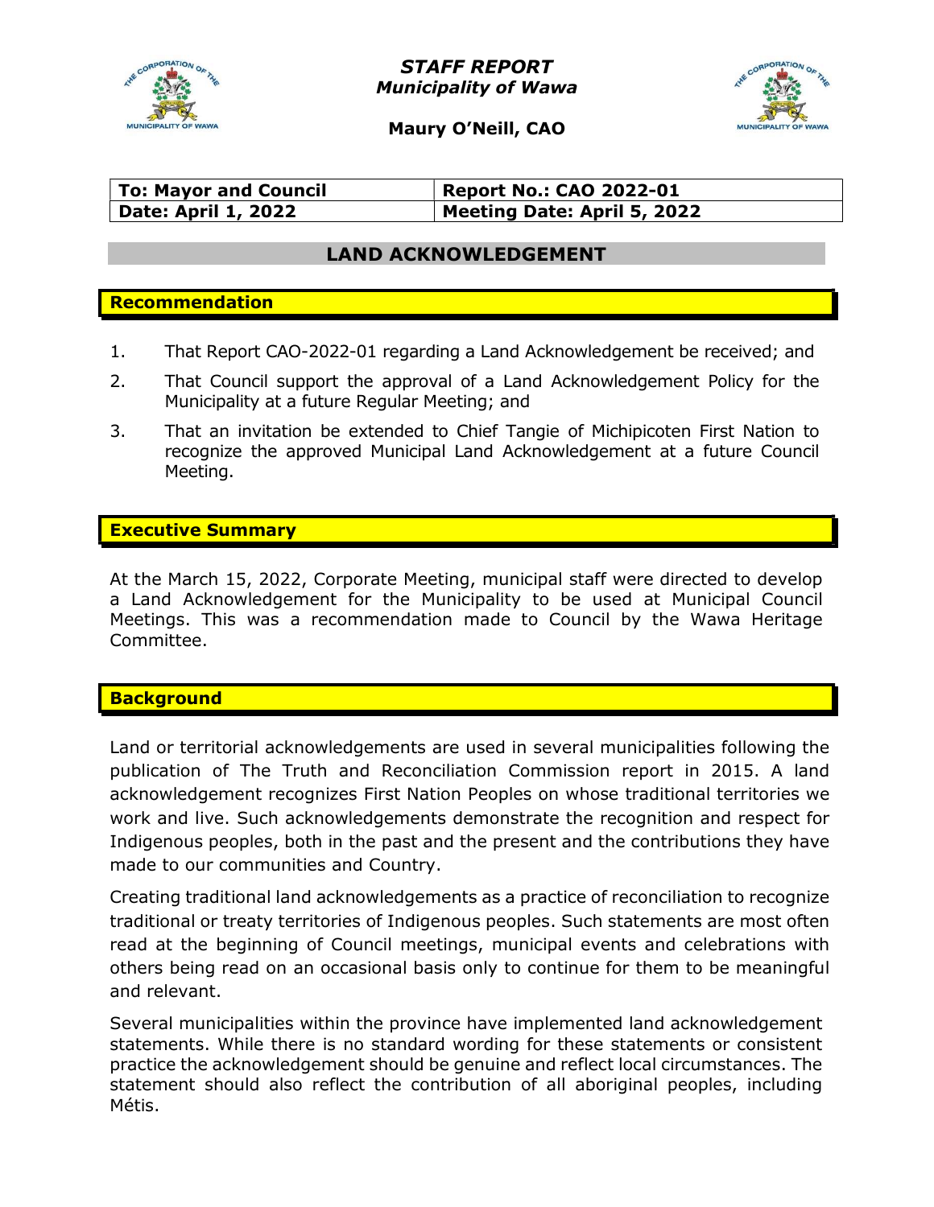***STAFF REPORT***
***Municipality of Wawa***

**Maury O'Neill, CAO**

| To: Mayor and Council | Report No.: CAO 2022-01 |
|---|---|
| Date: April 1, 2022 | Meeting Date: April 5, 2022 |

## LAND ACKNOWLEDGEMENT

### Recommendation

1. That Report CAO-2022-01 regarding a Land Acknowledgement be received; and
2. That Council support the approval of a Land Acknowledgement Policy for the Municipality at a future Regular Meeting; and
3. That an invitation be extended to Chief Tangie of Michipicoten First Nation to recognize the approved Municipal Land Acknowledgement at a future Council Meeting.

### Executive Summary

At the March 15, 2022, Corporate Meeting, municipal staff were directed to develop a Land Acknowledgement for the Municipality to be used at Municipal Council Meetings. This was a recommendation made to Council by the Wawa Heritage Committee.

### Background

Land or territorial acknowledgements are used in several municipalities following the publication of The Truth and Reconciliation Commission report in 2015. A land acknowledgement recognizes First Nation Peoples on whose traditional territories we work and live. Such acknowledgements demonstrate the recognition and respect for Indigenous peoples, both in the past and the present and the contributions they have made to our communities and Country.

Creating traditional land acknowledgements as a practice of reconciliation to recognize traditional or treaty territories of Indigenous peoples. Such statements are most often read at the beginning of Council meetings, municipal events and celebrations with others being read on an occasional basis only to continue for them to be meaningful and relevant.

Several municipalities within the province have implemented land acknowledgement statements. While there is no standard wording for these statements or consistent practice the acknowledgement should be genuine and reflect local circumstances. The statement should also reflect the contribution of all aboriginal peoples, including Métis.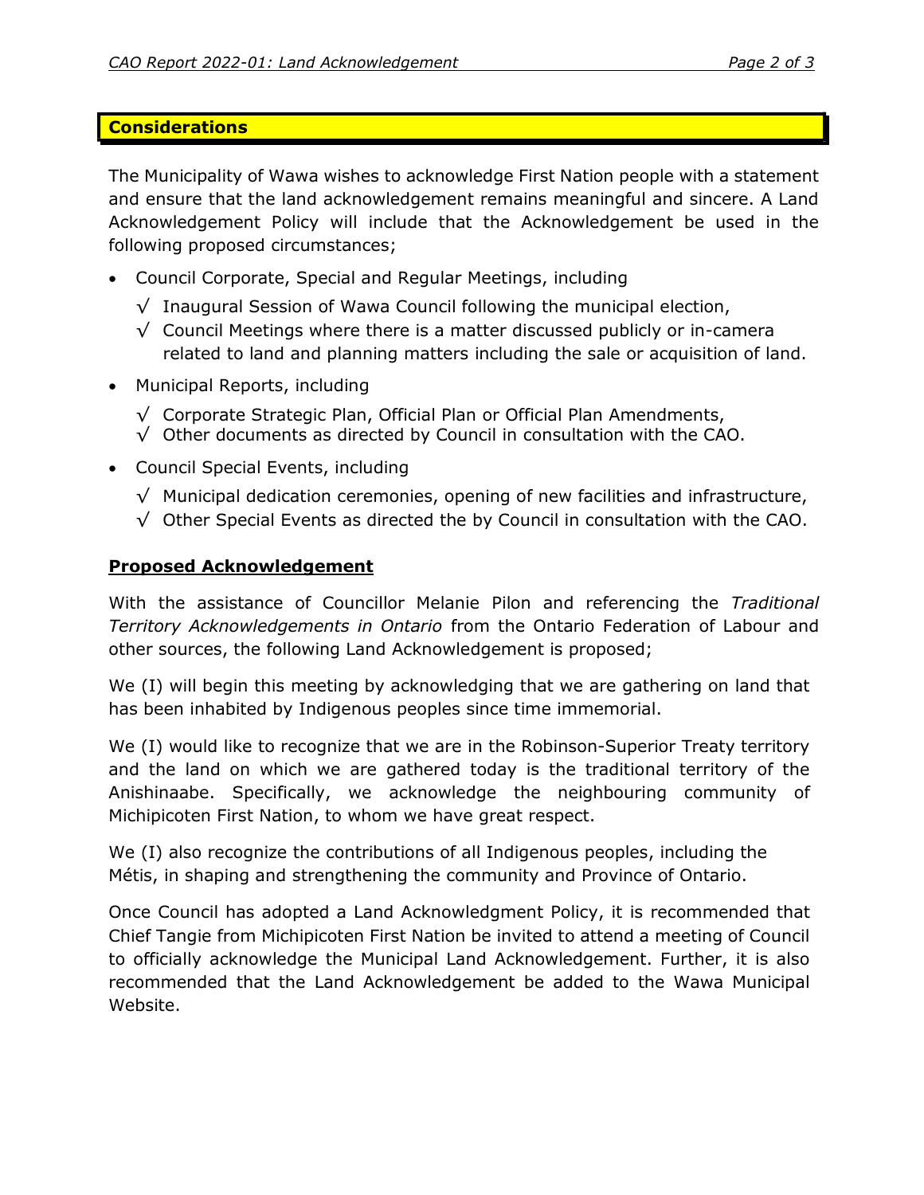## Considerations

The Municipality of Wawa wishes to acknowledge First Nation people with a statement and ensure that the land acknowledgement remains meaningful and sincere. A Land Acknowledgement Policy will include that the Acknowledgement be used in the following proposed circumstances;

- Council Corporate, Special and Regular Meetings, including
  - √ Inaugural Session of Wawa Council following the municipal election,
  - √ Council Meetings where there is a matter discussed publicly or in-camera related to land and planning matters including the sale or acquisition of land.
- Municipal Reports, including
  - √ Corporate Strategic Plan, Official Plan or Official Plan Amendments,
  - √ Other documents as directed by Council in consultation with the CAO.
- Council Special Events, including
  - √ Municipal dedication ceremonies, opening of new facilities and infrastructure,
  - √ Other Special Events as directed the by Council in consultation with the CAO.

**Proposed Acknowledgement**

With the assistance of Councillor Melanie Pilon and referencing the *Traditional Territory Acknowledgements in Ontario* from the Ontario Federation of Labour and other sources, the following Land Acknowledgement is proposed;

We (I) will begin this meeting by acknowledging that we are gathering on land that has been inhabited by Indigenous peoples since time immemorial.

We (I) would like to recognize that we are in the Robinson-Superior Treaty territory and the land on which we are gathered today is the traditional territory of the Anishinaabe. Specifically, we acknowledge the neighbouring community of Michipicoten First Nation, to whom we have great respect.

We (I) also recognize the contributions of all Indigenous peoples, including the Métis, in shaping and strengthening the community and Province of Ontario.

Once Council has adopted a Land Acknowledgment Policy, it is recommended that Chief Tangie from Michipicoten First Nation be invited to attend a meeting of Council to officially acknowledge the Municipal Land Acknowledgement. Further, it is also recommended that the Land Acknowledgement be added to the Wawa Municipal Website.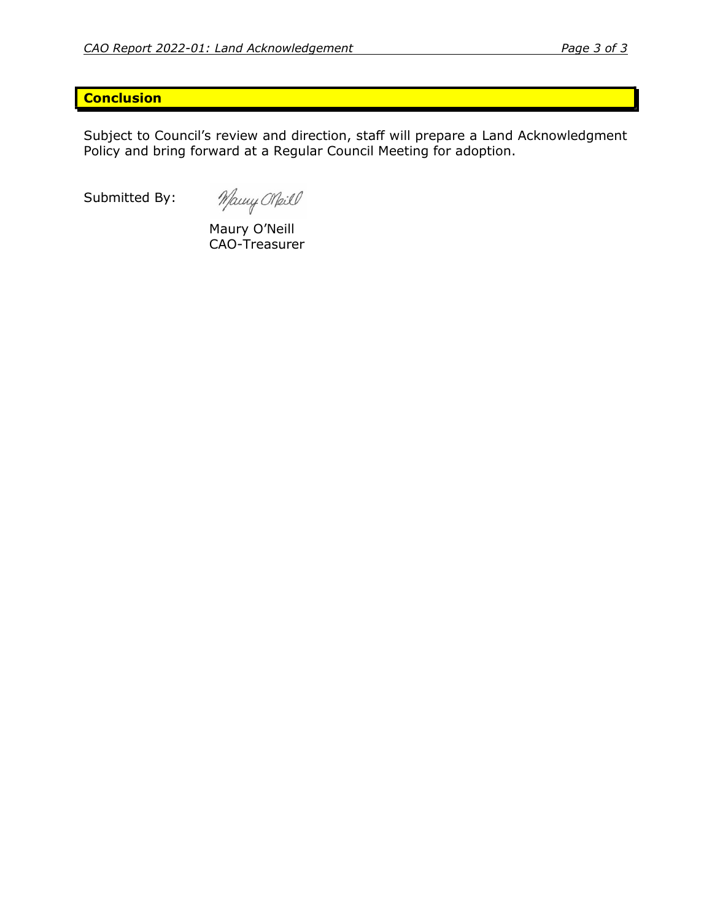## Conclusion

Subject to Council's review and direction, staff will prepare a Land Acknowledgment Policy and bring forward at a Regular Council Meeting for adoption.

Submitted By:

Maury O'Neill
CAO-Treasurer